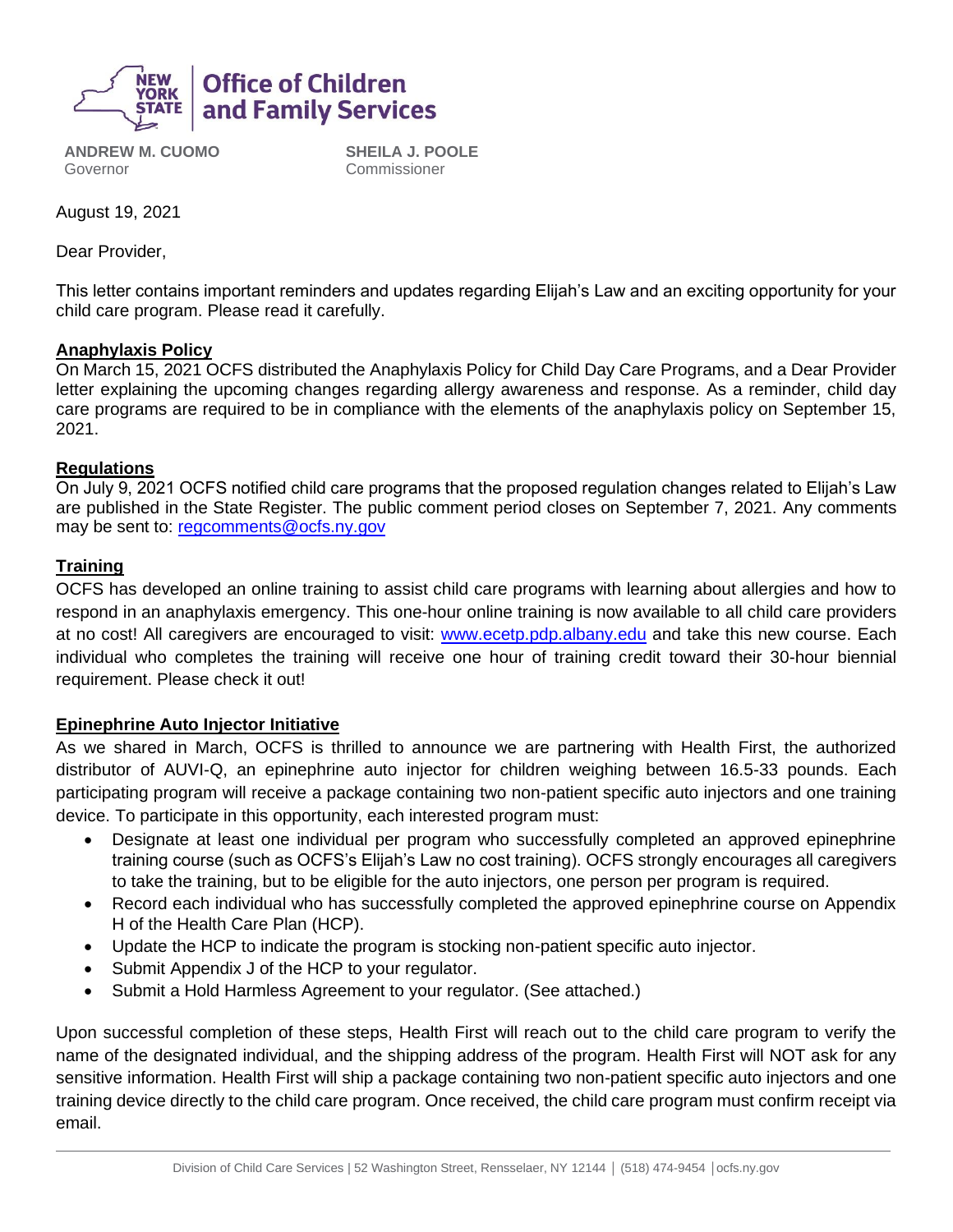New York State | Office of Children and Family Services

**ANDREW M. CUOMO**
Governor

**SHEILA J. POOLE**
Commissioner

August 19, 2021

Dear Provider,

This letter contains important reminders and updates regarding Elijah's Law and an exciting opportunity for your child care program. Please read it carefully.

**Anaphylaxis Policy**

On March 15, 2021 OCFS distributed the Anaphylaxis Policy for Child Day Care Programs, and a Dear Provider letter explaining the upcoming changes regarding allergy awareness and response. As a reminder, child day care programs are required to be in compliance with the elements of the anaphylaxis policy on September 15, 2021.

**Regulations**

On July 9, 2021 OCFS notified child care programs that the proposed regulation changes related to Elijah's Law are published in the State Register. The public comment period closes on September 7, 2021. Any comments may be sent to: regcomments@ocfs.ny.gov

**Training**

OCFS has developed an online training to assist child care programs with learning about allergies and how to respond in an anaphylaxis emergency. This one-hour online training is now available to all child care providers at no cost! All caregivers are encouraged to visit: www.ecetp.pdp.albany.edu and take this new course. Each individual who completes the training will receive one hour of training credit toward their 30-hour biennial requirement. Please check it out!

**Epinephrine Auto Injector Initiative**

As we shared in March, OCFS is thrilled to announce we are partnering with Health First, the authorized distributor of AUVI-Q, an epinephrine auto injector for children weighing between 16.5-33 pounds. Each participating program will receive a package containing two non-patient specific auto injectors and one training device. To participate in this opportunity, each interested program must:

- Designate at least one individual per program who successfully completed an approved epinephrine training course (such as OCFS's Elijah's Law no cost training). OCFS strongly encourages all caregivers to take the training, but to be eligible for the auto injectors, one person per program is required.
- Record each individual who has successfully completed the approved epinephrine course on Appendix H of the Health Care Plan (HCP).
- Update the HCP to indicate the program is stocking non-patient specific auto injector.
- Submit Appendix J of the HCP to your regulator.
- Submit a Hold Harmless Agreement to your regulator. (See attached.)

Upon successful completion of these steps, Health First will reach out to the child care program to verify the name of the designated individual, and the shipping address of the program. Health First will NOT ask for any sensitive information. Health First will ship a package containing two non-patient specific auto injectors and one training device directly to the child care program. Once received, the child care program must confirm receipt via email.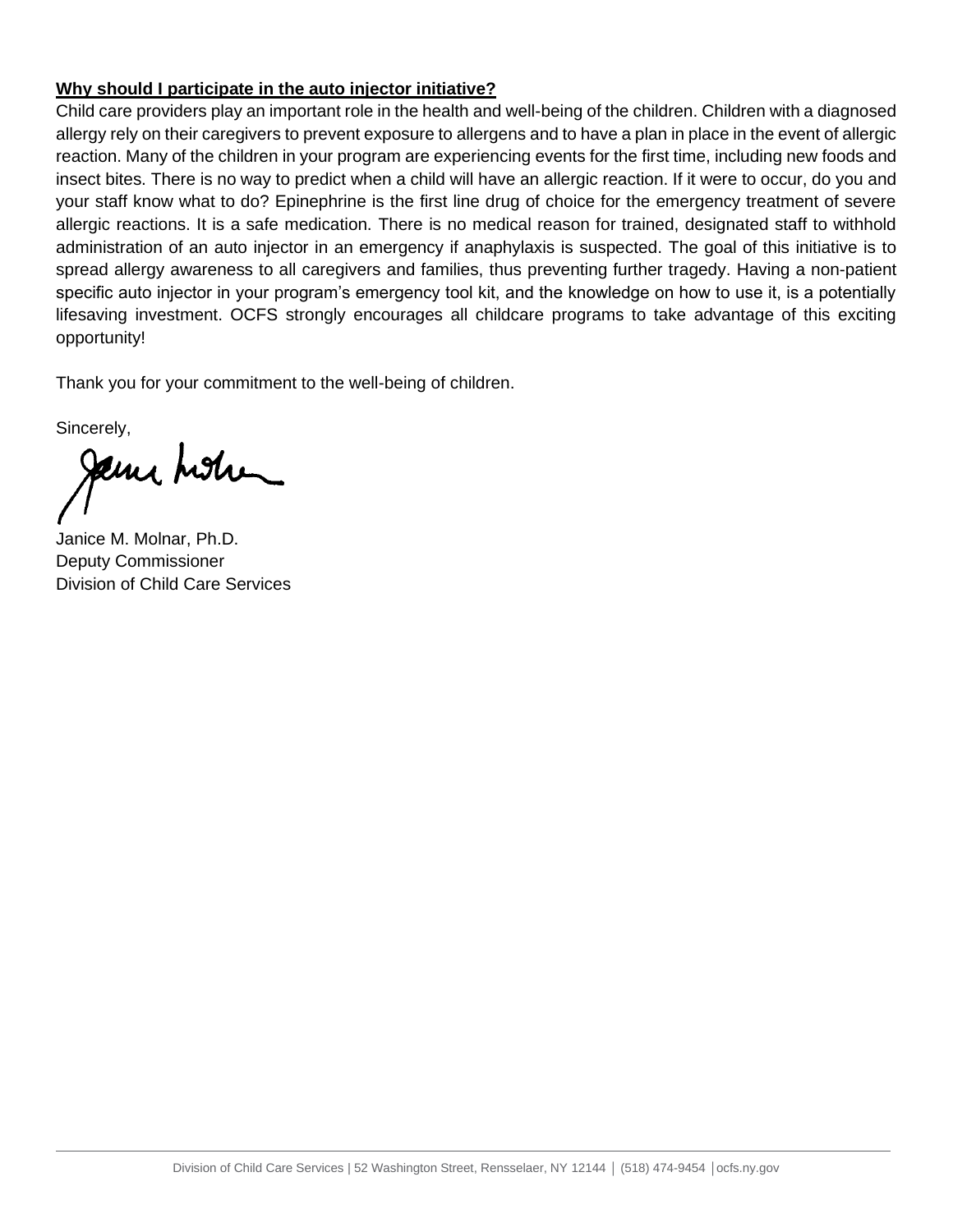**Why should I participate in the auto injector initiative?**

Child care providers play an important role in the health and well-being of the children. Children with a diagnosed allergy rely on their caregivers to prevent exposure to allergens and to have a plan in place in the event of allergic reaction. Many of the children in your program are experiencing events for the first time, including new foods and insect bites. There is no way to predict when a child will have an allergic reaction. If it were to occur, do you and your staff know what to do? Epinephrine is the first line drug of choice for the emergency treatment of severe allergic reactions. It is a safe medication. There is no medical reason for trained, designated staff to withhold administration of an auto injector in an emergency if anaphylaxis is suspected. The goal of this initiative is to spread allergy awareness to all caregivers and families, thus preventing further tragedy. Having a non-patient specific auto injector in your program's emergency tool kit, and the knowledge on how to use it, is a potentially lifesaving investment. OCFS strongly encourages all childcare programs to take advantage of this exciting opportunity!

Thank you for your commitment to the well-being of children.

Sincerely,

Janice M. Molnar, Ph.D.
Deputy Commissioner
Division of Child Care Services